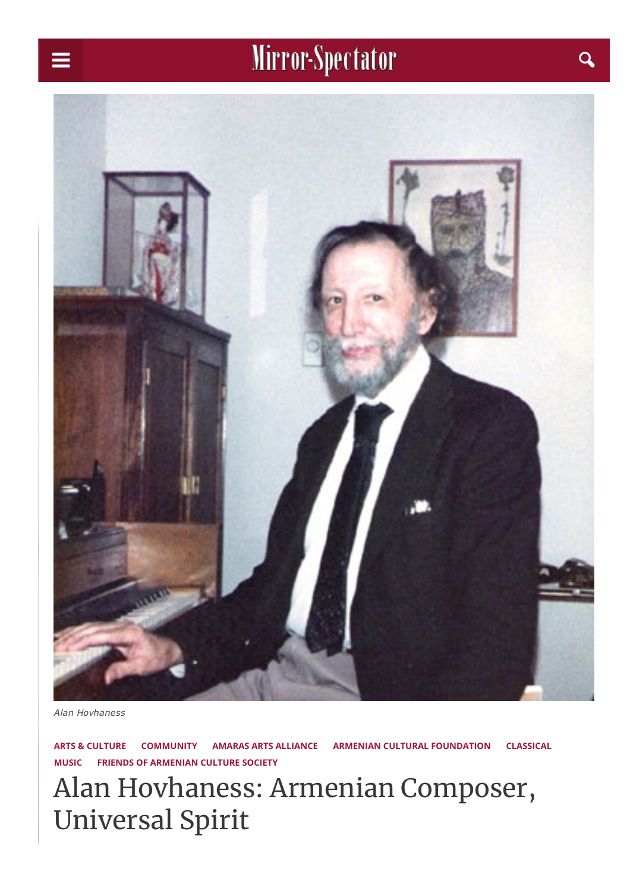Alan Hovhaness

ARTS & CULTURE   COMMUNITY   AMARAS ARTS ALLIANCE   ARMENIAN CULTURAL FOUNDATION   CLASSICAL MUSIC   FRIENDS OF ARMENIAN CULTURE SOCIETY

# Alan Hovhaness: Armenian Composer, Universal Spirit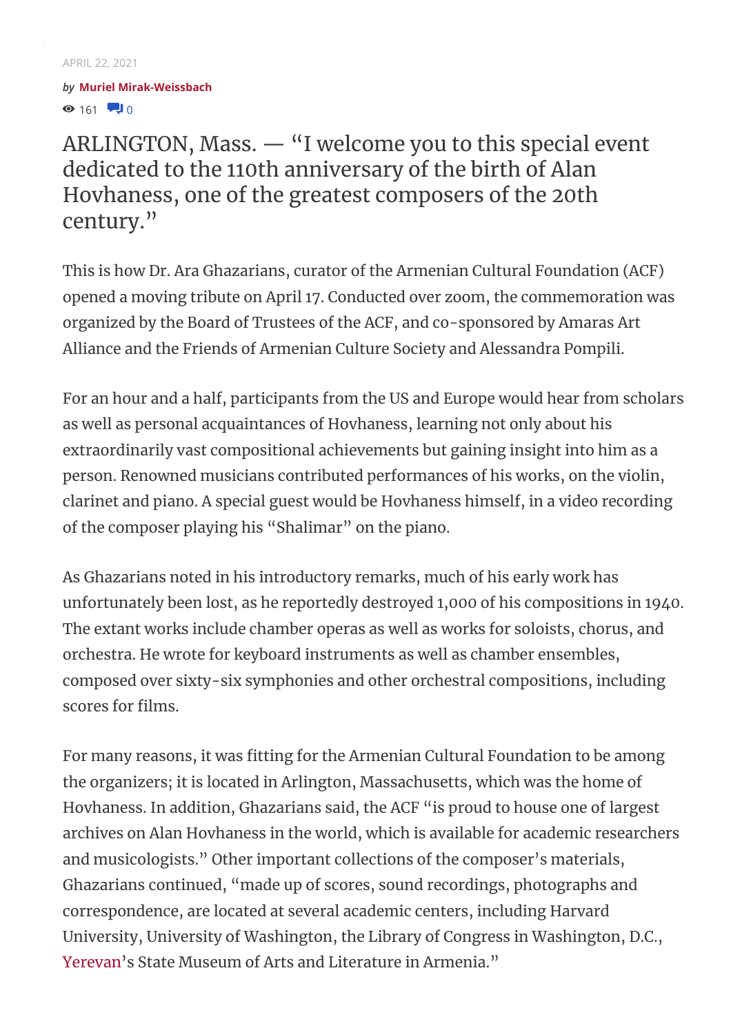APRIL 22, 2021

*by* **Muriel Mirak-Weissbach**

161 0

## ARLINGTON, Mass. — "I welcome you to this special event dedicated to the 110th anniversary of the birth of Alan Hovhaness, one of the greatest composers of the 20th century."

This is how Dr. Ara Ghazarians, curator of the Armenian Cultural Foundation (ACF) opened a moving tribute on April 17. Conducted over zoom, the commemoration was organized by the Board of Trustees of the ACF, and co-sponsored by Amaras Art Alliance and the Friends of Armenian Culture Society and Alessandra Pompili.

For an hour and a half, participants from the US and Europe would hear from scholars as well as personal acquaintances of Hovhaness, learning not only about his extraordinarily vast compositional achievements but gaining insight into him as a person. Renowned musicians contributed performances of his works, on the violin, clarinet and piano. A special guest would be Hovhaness himself, in a video recording of the composer playing his "Shalimar" on the piano.

As Ghazarians noted in his introductory remarks, much of his early work has unfortunately been lost, as he reportedly destroyed 1,000 of his compositions in 1940. The extant works include chamber operas as well as works for soloists, chorus, and orchestra. He wrote for keyboard instruments as well as chamber ensembles, composed over sixty-six symphonies and other orchestral compositions, including scores for films.

For many reasons, it was fitting for the Armenian Cultural Foundation to be among the organizers; it is located in Arlington, Massachusetts, which was the home of Hovhaness. In addition, Ghazarians said, the ACF "is proud to house one of largest archives on Alan Hovhaness in the world, which is available for academic researchers and musicologists." Other important collections of the composer's materials, Ghazarians continued, "made up of scores, sound recordings, photographs and correspondence, are located at several academic centers, including Harvard University, University of Washington, the Library of Congress in Washington, D.C., Yerevan's State Museum of Arts and Literature in Armenia."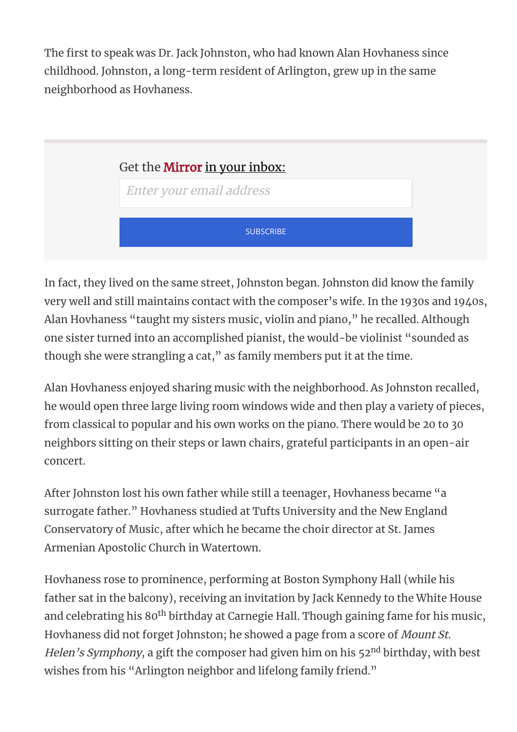The first to speak was Dr. Jack Johnston, who had known Alan Hovhaness since childhood. Johnston, a long-term resident of Arlington, grew up in the same neighborhood as Hovhaness.

In fact, they lived on the same street, Johnston began. Johnston did know the family very well and still maintains contact with the composer's wife. In the 1930s and 1940s, Alan Hovhaness "taught my sisters music, violin and piano," he recalled. Although one sister turned into an accomplished pianist, the would-be violinist "sounded as though she were strangling a cat," as family members put it at the time.

Alan Hovhaness enjoyed sharing music with the neighborhood. As Johnston recalled, he would open three large living room windows wide and then play a variety of pieces, from classical to popular and his own works on the piano. There would be 20 to 30 neighbors sitting on their steps or lawn chairs, grateful participants in an open-air concert.

After Johnston lost his own father while still a teenager, Hovhaness became "a surrogate father." Hovhaness studied at Tufts University and the New England Conservatory of Music, after which he became the choir director at St. James Armenian Apostolic Church in Watertown.

Hovhaness rose to prominence, performing at Boston Symphony Hall (while his father sat in the balcony), receiving an invitation by Jack Kennedy to the White House and celebrating his 80th birthday at Carnegie Hall. Though gaining fame for his music, Hovhaness did not forget Johnston; he showed a page from a score of *Mount St. Helen's Symphony*, a gift the composer had given him on his 52nd birthday, with best wishes from his "Arlington neighbor and lifelong family friend."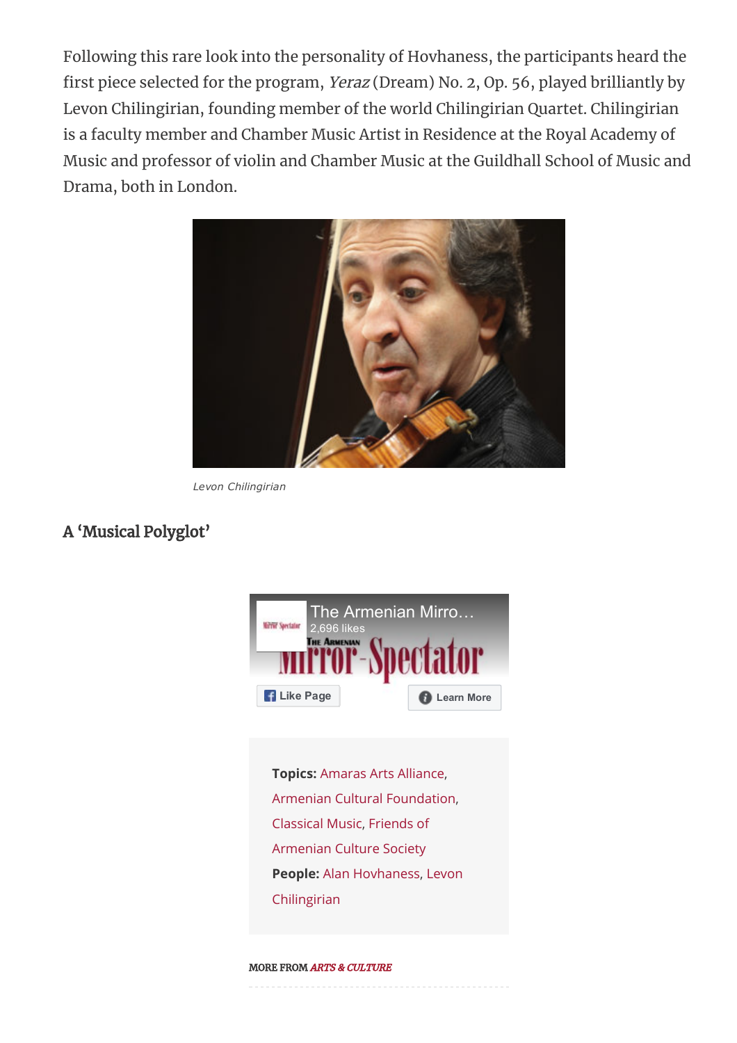Following this rare look into the personality of Hovhaness, the participants heard the first piece selected for the program, *Yeraz* (Dream) No. 2, Op. 56, played brilliantly by Levon Chilingirian, founding member of the world Chilingirian Quartet. Chilingirian is a faculty member and Chamber Music Artist in Residence at the Royal Academy of Music and professor of violin and Chamber Music at the Guildhall School of Music and Drama, both in London.

*Levon Chilingirian*

## A 'Musical Polyglot'

The Armenian Mirro…
2,696 likes

Like Page

Learn More

**Topics:** Amaras Arts Alliance, Armenian Cultural Foundation, Classical Music, Friends of Armenian Culture Society
**People:** Alan Hovhaness, Levon Chilingirian

MORE FROM *ARTS & CULTURE*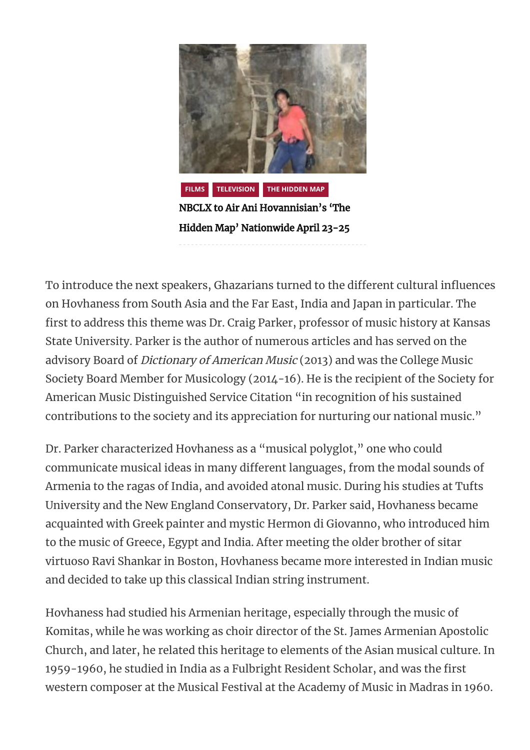FILMS TELEVISION THE HIDDEN MAP

**NBCLX to Air Ani Hovannisian's 'The Hidden Map' Nationwide April 23-25**

To introduce the next speakers, Ghazarians turned to the different cultural influences on Hovhaness from South Asia and the Far East, India and Japan in particular. The first to address this theme was Dr. Craig Parker, professor of music history at Kansas State University. Parker is the author of numerous articles and has served on the advisory Board of *Dictionary of American Music* (2013) and was the College Music Society Board Member for Musicology (2014-16). He is the recipient of the Society for American Music Distinguished Service Citation "in recognition of his sustained contributions to the society and its appreciation for nurturing our national music."

Dr. Parker characterized Hovhaness as a "musical polyglot," one who could communicate musical ideas in many different languages, from the modal sounds of Armenia to the ragas of India, and avoided atonal music. During his studies at Tufts University and the New England Conservatory, Dr. Parker said, Hovhaness became acquainted with Greek painter and mystic Hermon di Giovanno, who introduced him to the music of Greece, Egypt and India. After meeting the older brother of sitar virtuoso Ravi Shankar in Boston, Hovhaness became more interested in Indian music and decided to take up this classical Indian string instrument.

Hovhaness had studied his Armenian heritage, especially through the music of Komitas, while he was working as choir director of the St. James Armenian Apostolic Church, and later, he related this heritage to elements of the Asian musical culture. In 1959-1960, he studied in India as a Fulbright Resident Scholar, and was the first western composer at the Musical Festival at the Academy of Music in Madras in 1960.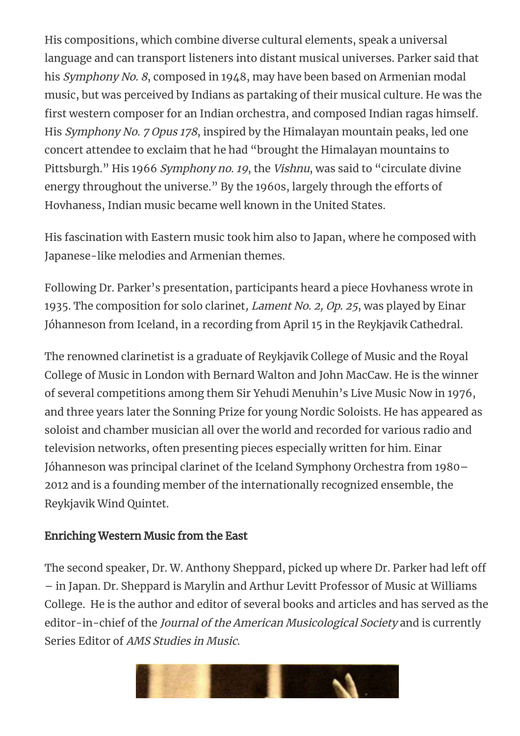His compositions, which combine diverse cultural elements, speak a universal language and can transport listeners into distant musical universes. Parker said that his *Symphony No. 8*, composed in 1948, may have been based on Armenian modal music, but was perceived by Indians as partaking of their musical culture. He was the first western composer for an Indian orchestra, and composed Indian ragas himself. His *Symphony No. 7 Opus 178*, inspired by the Himalayan mountain peaks, led one concert attendee to exclaim that he had "brought the Himalayan mountains to Pittsburgh." His 1966 *Symphony no. 19*, the *Vishnu*, was said to "circulate divine energy throughout the universe." By the 1960s, largely through the efforts of Hovhaness, Indian music became well known in the United States.

His fascination with Eastern music took him also to Japan, where he composed with Japanese-like melodies and Armenian themes.

Following Dr. Parker's presentation, participants heard a piece Hovhaness wrote in 1935. The composition for solo clarinet*, Lament No. 2, Op. 25*, was played by Einar Jóhanneson from Iceland, in a recording from April 15 in the Reykjavik Cathedral.

The renowned clarinetist is a graduate of Reykjavik College of Music and the Royal College of Music in London with Bernard Walton and John MacCaw. He is the winner of several competitions among them Sir Yehudi Menuhin's Live Music Now in 1976, and three years later the Sonning Prize for young Nordic Soloists. He has appeared as soloist and chamber musician all over the world and recorded for various radio and television networks, often presenting pieces especially written for him. Einar Jóhanneson was principal clarinet of the Iceland Symphony Orchestra from 1980–2012 and is a founding member of the internationally recognized ensemble, the Reykjavik Wind Quintet.

## Enriching Western Music from the East

The second speaker, Dr. W. Anthony Sheppard, picked up where Dr. Parker had left off – in Japan. Dr. Sheppard is Marylin and Arthur Levitt Professor of Music at Williams College. He is the author and editor of several books and articles and has served as the editor-in-chief of the *Journal of the American Musicological Society* and is currently Series Editor of *AMS Studies in Music*.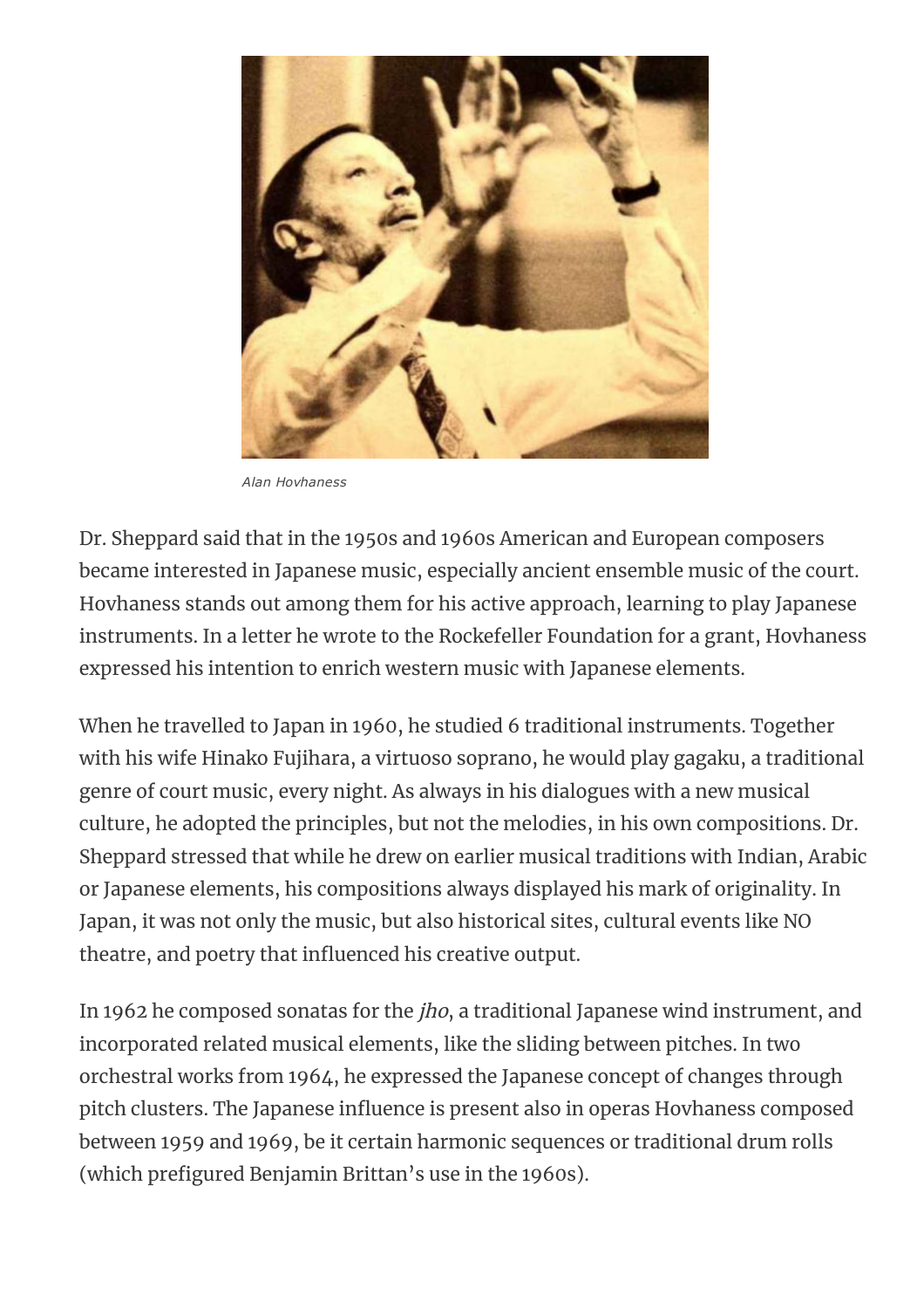*Alan Hovhaness*

Dr. Sheppard said that in the 1950s and 1960s American and European composers became interested in Japanese music, especially ancient ensemble music of the court. Hovhaness stands out among them for his active approach, learning to play Japanese instruments. In a letter he wrote to the Rockefeller Foundation for a grant, Hovhaness expressed his intention to enrich western music with Japanese elements.

When he travelled to Japan in 1960, he studied 6 traditional instruments. Together with his wife Hinako Fujihara, a virtuoso soprano, he would play gagaku, a traditional genre of court music, every night. As always in his dialogues with a new musical culture, he adopted the principles, but not the melodies, in his own compositions. Dr. Sheppard stressed that while he drew on earlier musical traditions with Indian, Arabic or Japanese elements, his compositions always displayed his mark of originality. In Japan, it was not only the music, but also historical sites, cultural events like NO theatre, and poetry that influenced his creative output.

In 1962 he composed sonatas for the *jho*, a traditional Japanese wind instrument, and incorporated related musical elements, like the sliding between pitches. In two orchestral works from 1964, he expressed the Japanese concept of changes through pitch clusters. The Japanese influence is present also in operas Hovhaness composed between 1959 and 1969, be it certain harmonic sequences or traditional drum rolls (which prefigured Benjamin Brittan's use in the 1960s).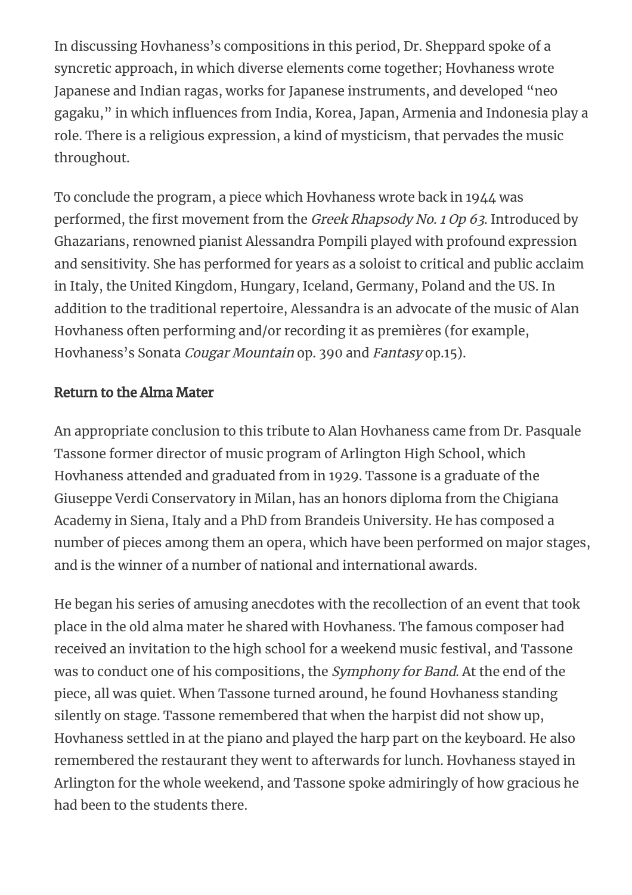In discussing Hovhaness's compositions in this period, Dr. Sheppard spoke of a syncretic approach, in which diverse elements come together; Hovhaness wrote Japanese and Indian ragas, works for Japanese instruments, and developed "neo gagaku," in which influences from India, Korea, Japan, Armenia and Indonesia play a role. There is a religious expression, a kind of mysticism, that pervades the music throughout.

To conclude the program, a piece which Hovhaness wrote back in 1944 was performed, the first movement from the *Greek Rhapsody No. 1 Op 63*. Introduced by Ghazarians, renowned pianist Alessandra Pompili played with profound expression and sensitivity. She has performed for years as a soloist to critical and public acclaim in Italy, the United Kingdom, Hungary, Iceland, Germany, Poland and the US. In addition to the traditional repertoire, Alessandra is an advocate of the music of Alan Hovhaness often performing and/or recording it as premières (for example, Hovhaness's Sonata *Cougar Mountain* op. 390 and *Fantasy* op.15).

### Return to the Alma Mater

An appropriate conclusion to this tribute to Alan Hovhaness came from Dr. Pasquale Tassone former director of music program of Arlington High School, which Hovhaness attended and graduated from in 1929. Tassone is a graduate of the Giuseppe Verdi Conservatory in Milan, has an honors diploma from the Chigiana Academy in Siena, Italy and a PhD from Brandeis University. He has composed a number of pieces among them an opera, which have been performed on major stages, and is the winner of a number of national and international awards.

He began his series of amusing anecdotes with the recollection of an event that took place in the old alma mater he shared with Hovhaness. The famous composer had received an invitation to the high school for a weekend music festival, and Tassone was to conduct one of his compositions, the *Symphony for Band*. At the end of the piece, all was quiet. When Tassone turned around, he found Hovhaness standing silently on stage. Tassone remembered that when the harpist did not show up, Hovhaness settled in at the piano and played the harp part on the keyboard. He also remembered the restaurant they went to afterwards for lunch. Hovhaness stayed in Arlington for the whole weekend, and Tassone spoke admiringly of how gracious he had been to the students there.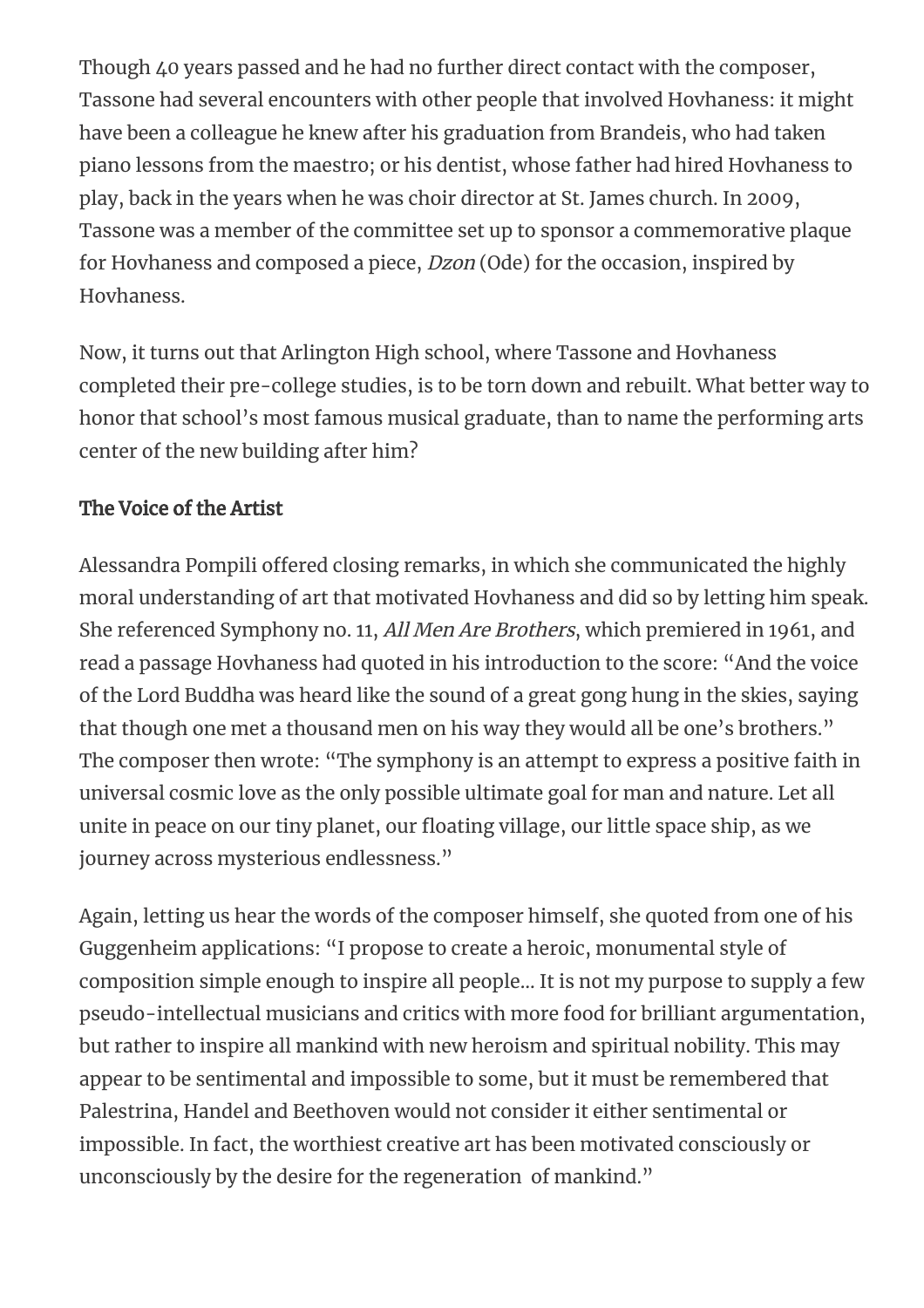Though 40 years passed and he had no further direct contact with the composer, Tassone had several encounters with other people that involved Hovhaness: it might have been a colleague he knew after his graduation from Brandeis, who had taken piano lessons from the maestro; or his dentist, whose father had hired Hovhaness to play, back in the years when he was choir director at St. James church. In 2009, Tassone was a member of the committee set up to sponsor a commemorative plaque for Hovhaness and composed a piece, *Dzon* (Ode) for the occasion, inspired by Hovhaness.

Now, it turns out that Arlington High school, where Tassone and Hovhaness completed their pre-college studies, is to be torn down and rebuilt. What better way to honor that school's most famous musical graduate, than to name the performing arts center of the new building after him?

### The Voice of the Artist

Alessandra Pompili offered closing remarks, in which she communicated the highly moral understanding of art that motivated Hovhaness and did so by letting him speak. She referenced Symphony no. 11, *All Men Are Brothers*, which premiered in 1961, and read a passage Hovhaness had quoted in his introduction to the score: "And the voice of the Lord Buddha was heard like the sound of a great gong hung in the skies, saying that though one met a thousand men on his way they would all be one's brothers." The composer then wrote: "The symphony is an attempt to express a positive faith in universal cosmic love as the only possible ultimate goal for man and nature. Let all unite in peace on our tiny planet, our floating village, our little space ship, as we journey across mysterious endlessness."

Again, letting us hear the words of the composer himself, she quoted from one of his Guggenheim applications: "I propose to create a heroic, monumental style of composition simple enough to inspire all people… It is not my purpose to supply a few pseudo-intellectual musicians and critics with more food for brilliant argumentation, but rather to inspire all mankind with new heroism and spiritual nobility. This may appear to be sentimental and impossible to some, but it must be remembered that Palestrina, Handel and Beethoven would not consider it either sentimental or impossible. In fact, the worthiest creative art has been motivated consciously or unconsciously by the desire for the regeneration of mankind."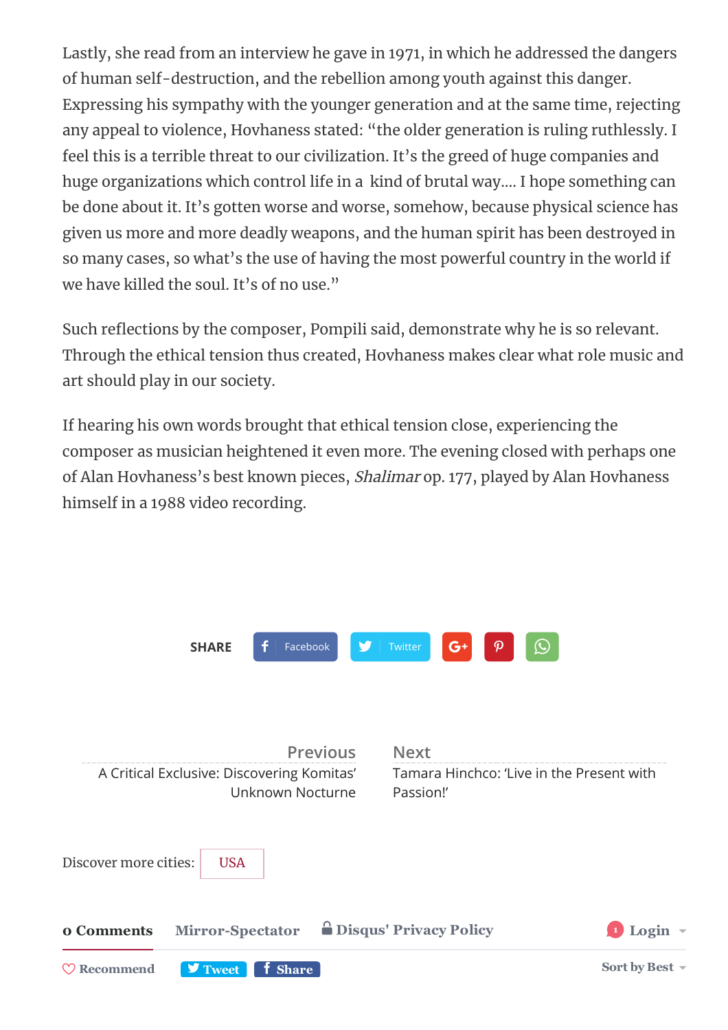Lastly, she read from an interview he gave in 1971, in which he addressed the dangers of human self-destruction, and the rebellion among youth against this danger. Expressing his sympathy with the younger generation and at the same time, rejecting any appeal to violence, Hovhaness stated: "the older generation is ruling ruthlessly. I feel this is a terrible threat to our civilization. It's the greed of huge companies and huge organizations which control life in a kind of brutal way…. I hope something can be done about it. It's gotten worse and worse, somehow, because physical science has given us more and more deadly weapons, and the human spirit has been destroyed in so many cases, so what's the use of having the most powerful country in the world if we have killed the soul. It's of no use."

Such reflections by the composer, Pompili said, demonstrate why he is so relevant. Through the ethical tension thus created, Hovhaness makes clear what role music and art should play in our society.

If hearing his own words brought that ethical tension close, experiencing the composer as musician heightened it even more. The evening closed with perhaps one of Alan Hovhaness's best known pieces, *Shalimar* op. 177, played by Alan Hovhaness himself in a 1988 video recording.

SHARE Facebook Twitter

Previous
A Critical Exclusive: Discovering Komitas' Unknown Nocturne

Next
Tamara Hinchco: 'Live in the Present with Passion!'

Discover more cities: USA

0 Comments Mirror-Spectator Disqus' Privacy Policy Login

Recommend Tweet Share Sort by Best